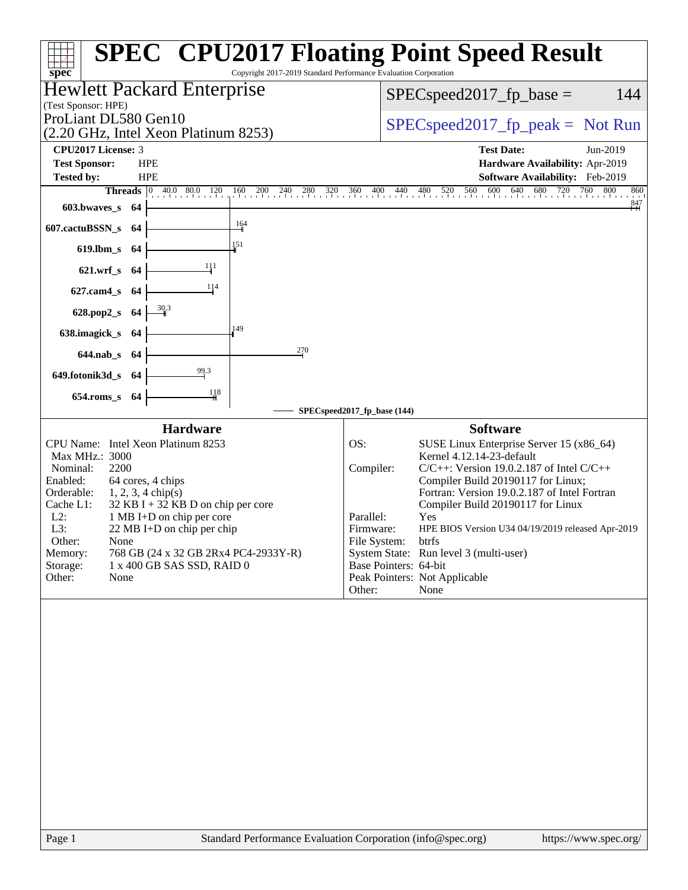# SPEC® CPU2017 Floating Point Speed Result

Copyright 2017-2019 Standard Performance Evaluation Corporation

**Hewlett Packard Enterprise**
(Test Sponsor: HPE)
ProLiant DL580 Gen10
(2.20 GHz, Intel Xeon Platinum 8253)

SPECspeed2017_fp_base = 144
SPECspeed2017_fp_peak = Not Run

| | | | |
|---|---|---|---|
| **CPU2017 License:** | 3 | **Test Date:** | Jun-2019 |
| **Test Sponsor:** | HPE | **Hardware Availability:** | Apr-2019 |
| **Tested by:** | HPE | **Software Availability:** | Feb-2019 |

| Benchmark | Threads | SPECspeed2017_fp_base |
|---|---|---|
| 603.bwaves_s | 64 | 847 |
| 607.cactuBSSN_s | 64 | 164 |
| 619.lbm_s | 64 | 151 |
| 621.wrf_s | 64 | 111 |
| 627.cam4_s | 64 | 114 |
| 628.pop2_s | 64 | 30.3 |
| 638.imagick_s | 64 | 149 |
| 644.nab_s | 64 | 270 |
| 649.fotonik3d_s | 64 | 99.3 |
| 654.roms_s | 64 | 118 |

SPECspeed2017_fp_base (144)

## Hardware

| | |
|---|---|
| CPU Name: | Intel Xeon Platinum 8253 |
| Max MHz.: | 3000 |
| Nominal: | 2200 |
| Enabled: | 64 cores, 4 chips |
| Orderable: | 1, 2, 3, 4 chip(s) |
| Cache L1: | 32 KB I + 32 KB D on chip per core |
| L2: | 1 MB I+D on chip per core |
| L3: | 22 MB I+D on chip per chip |
| Other: | None |
| Memory: | 768 GB (24 x 32 GB 2Rx4 PC4-2933Y-R) |
| Storage: | 1 x 400 GB SAS SSD, RAID 0 |
| Other: | None |

## Software

| | |
|---|---|
| OS: | SUSE Linux Enterprise Server 15 (x86_64) Kernel 4.12.14-23-default |
| Compiler: | C/C++: Version 19.0.2.187 of Intel C/C++ Compiler Build 20190117 for Linux; Fortran: Version 19.0.2.187 of Intel Fortran Compiler Build 20190117 for Linux |
| Parallel: | Yes |
| Firmware: | HPE BIOS Version U34 04/19/2019 released Apr-2019 |
| File System: | btrfs |
| System State: | Run level 3 (multi-user) |
| Base Pointers: | 64-bit |
| Peak Pointers: | Not Applicable |
| Other: | None |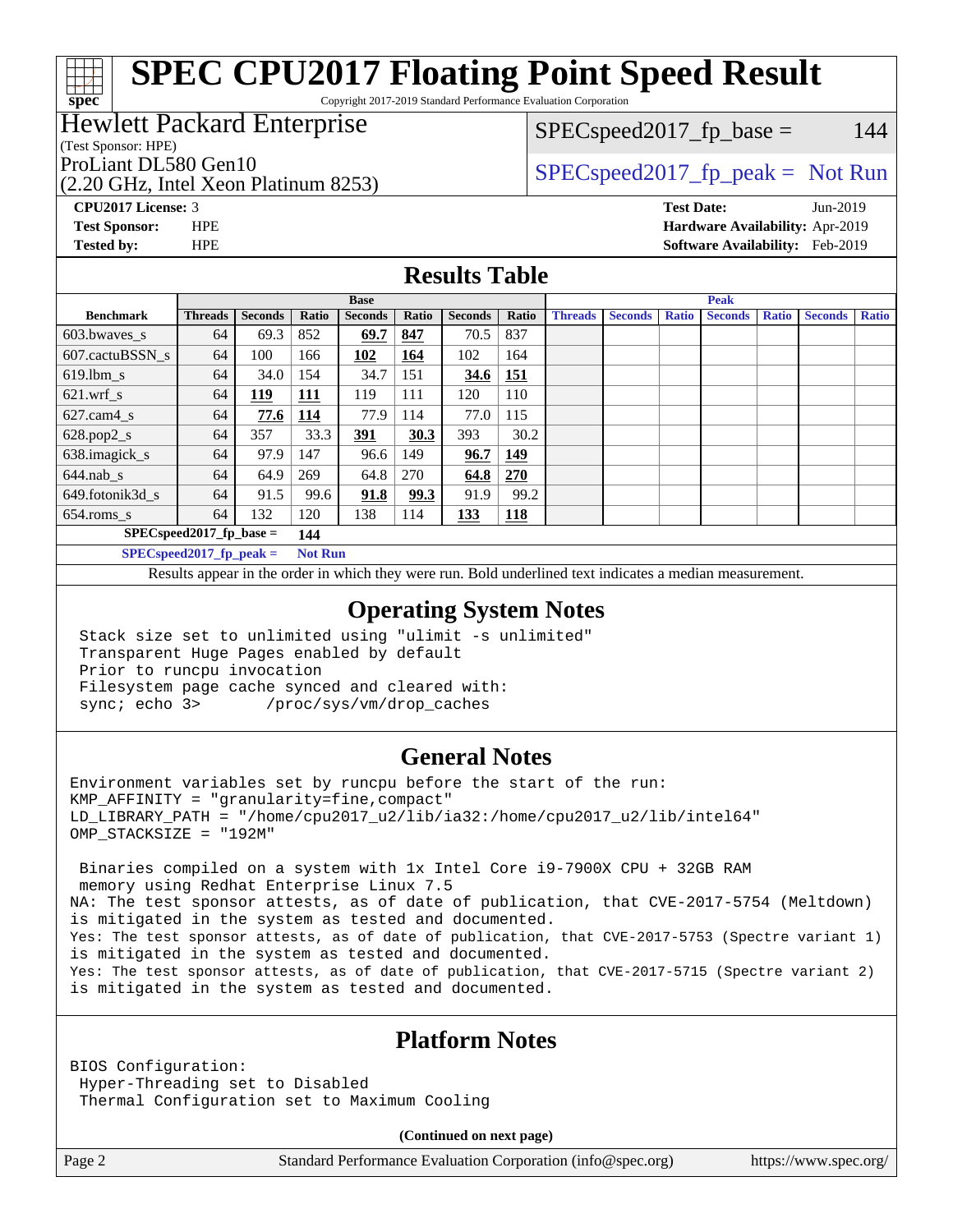# SPEC CPU2017 Floating Point Speed Result

Copyright 2017-2019 Standard Performance Evaluation Corporation

## Hewlett Packard Enterprise

(Test Sponsor: HPE)

ProLiant DL580 Gen10

(2.20 GHz, Intel Xeon Platinum 8253)

SPECspeed2017_fp_base = 144

SPECspeed2017_fp_peak = Not Run

**CPU2017 License:** 3

**Test Sponsor:** HPE

**Tested by:** HPE

**Test Date:** Jun-2019

**Hardware Availability:** Apr-2019

**Software Availability:** Feb-2019

## Results Table

| Benchmark | Base | | | | | | | Peak | | | | | | |
|---|---|---|---|---|---|---|---|---|---|---|---|---|---|---|
| | Threads | Seconds | Ratio | Seconds | Ratio | Seconds | Ratio | Threads | Seconds | Ratio | Seconds | Ratio | Seconds | Ratio |
| 603.bwaves_s | 64 | 69.3 | 852 | **69.7** | **847** | 70.5 | 837 | | | | | | | |
| 607.cactuBSSN_s | 64 | 100 | 166 | **102** | **164** | 102 | 164 | | | | | | | |
| 619.lbm_s | 64 | 34.0 | 154 | 34.7 | 151 | **34.6** | **151** | | | | | | | |
| 621.wrf_s | 64 | **119** | **111** | 119 | 111 | 120 | 110 | | | | | | | |
| 627.cam4_s | 64 | **77.6** | **114** | 77.9 | 114 | 77.0 | 115 | | | | | | | |
| 628.pop2_s | 64 | 357 | 33.3 | **391** | **30.3** | 393 | 30.2 | | | | | | | |
| 638.imagick_s | 64 | 97.9 | 147 | 96.6 | 149 | **96.7** | **149** | | | | | | | |
| 644.nab_s | 64 | 64.9 | 269 | 64.8 | 270 | **64.8** | **270** | | | | | | | |
| 649.fotonik3d_s | 64 | 91.5 | 99.6 | **91.8** | **99.3** | 91.9 | 99.2 | | | | | | | |
| 654.roms_s | 64 | 132 | 120 | 138 | 114 | **133** | **118** | | | | | | | |

SPECspeed2017_fp_base = 144

SPECspeed2017_fp_peak = Not Run

Results appear in the order in which they were run. Bold underlined text indicates a median measurement.

## Operating System Notes

```
Stack size set to unlimited using "ulimit -s unlimited"
Transparent Huge Pages enabled by default
Prior to runcpu invocation
Filesystem page cache synced and cleared with:
sync; echo 3>       /proc/sys/vm/drop_caches
```

## General Notes

```
Environment variables set by runcpu before the start of the run:
KMP_AFFINITY = "granularity=fine,compact"
LD_LIBRARY_PATH = "/home/cpu2017_u2/lib/ia32:/home/cpu2017_u2/lib/intel64"
OMP_STACKSIZE = "192M"

 Binaries compiled on a system with 1x Intel Core i9-7900X CPU + 32GB RAM
 memory using Redhat Enterprise Linux 7.5
NA: The test sponsor attests, as of date of publication, that CVE-2017-5754 (Meltdown)
is mitigated in the system as tested and documented.
Yes: The test sponsor attests, as of date of publication, that CVE-2017-5753 (Spectre variant 1)
is mitigated in the system as tested and documented.
Yes: The test sponsor attests, as of date of publication, that CVE-2017-5715 (Spectre variant 2)
is mitigated in the system as tested and documented.
```

## Platform Notes

```
BIOS Configuration:
 Hyper-Threading set to Disabled
 Thermal Configuration set to Maximum Cooling
```

(Continued on next page)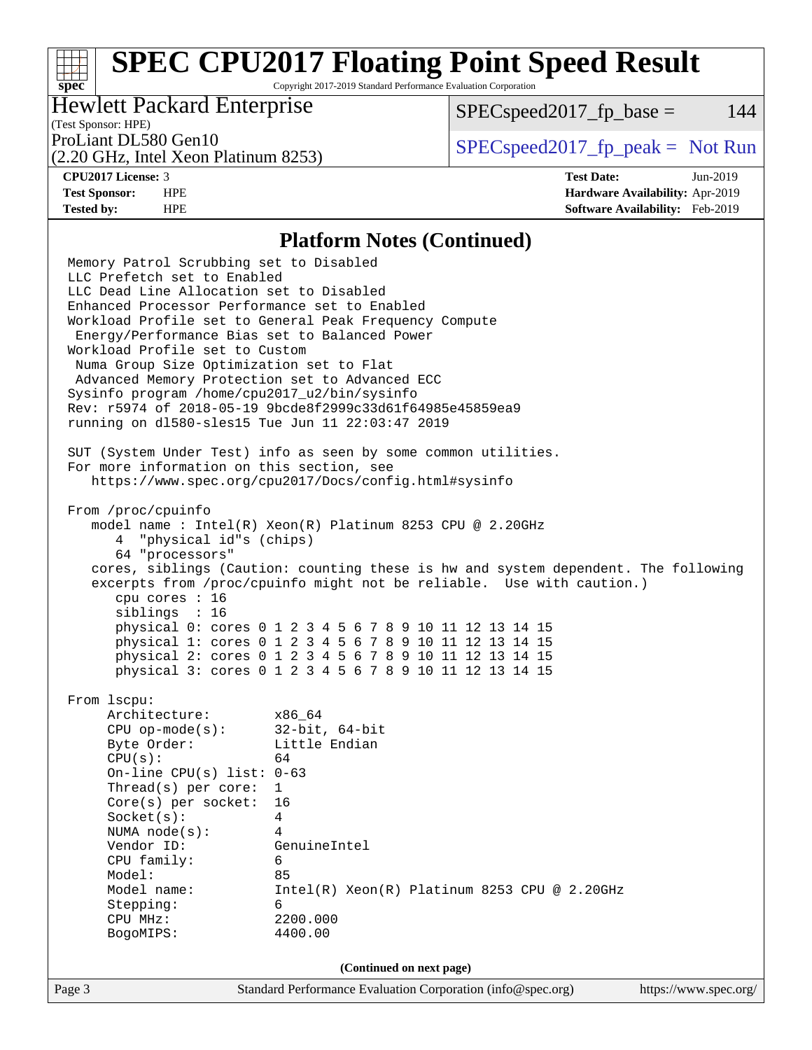## Platform Notes (Continued)

```
Memory Patrol Scrubbing set to Disabled
LLC Prefetch set to Enabled
LLC Dead Line Allocation set to Disabled
Enhanced Processor Performance set to Enabled
Workload Profile set to General Peak Frequency Compute
 Energy/Performance Bias set to Balanced Power
Workload Profile set to Custom
 Numa Group Size Optimization set to Flat
 Advanced Memory Protection set to Advanced ECC
Sysinfo program /home/cpu2017_u2/bin/sysinfo
Rev: r5974 of 2018-05-19 9bcde8f2999c33d61f64985e45859ea9
running on dl580-sles15 Tue Jun 11 22:03:47 2019

SUT (System Under Test) info as seen by some common utilities.
For more information on this section, see
   https://www.spec.org/cpu2017/Docs/config.html#sysinfo

From /proc/cpuinfo
   model name : Intel(R) Xeon(R) Platinum 8253 CPU @ 2.20GHz
      4  "physical id"s (chips)
      64 "processors"
   cores, siblings (Caution: counting these is hw and system dependent. The following
   excerpts from /proc/cpuinfo might not be reliable.  Use with caution.)
      cpu cores : 16
      siblings  : 16
      physical 0: cores 0 1 2 3 4 5 6 7 8 9 10 11 12 13 14 15
      physical 1: cores 0 1 2 3 4 5 6 7 8 9 10 11 12 13 14 15
      physical 2: cores 0 1 2 3 4 5 6 7 8 9 10 11 12 13 14 15
      physical 3: cores 0 1 2 3 4 5 6 7 8 9 10 11 12 13 14 15

From lscpu:
     Architecture:        x86_64
     CPU op-mode(s):      32-bit, 64-bit
     Byte Order:          Little Endian
     CPU(s):              64
     On-line CPU(s) list: 0-63
     Thread(s) per core:  1
     Core(s) per socket:  16
     Socket(s):           4
     NUMA node(s):        4
     Vendor ID:           GenuineIntel
     CPU family:          6
     Model:               85
     Model name:          Intel(R) Xeon(R) Platinum 8253 CPU @ 2.20GHz
     Stepping:            6
     CPU MHz:             2200.000
     BogoMIPS:            4400.00
```

**(Continued on next page)**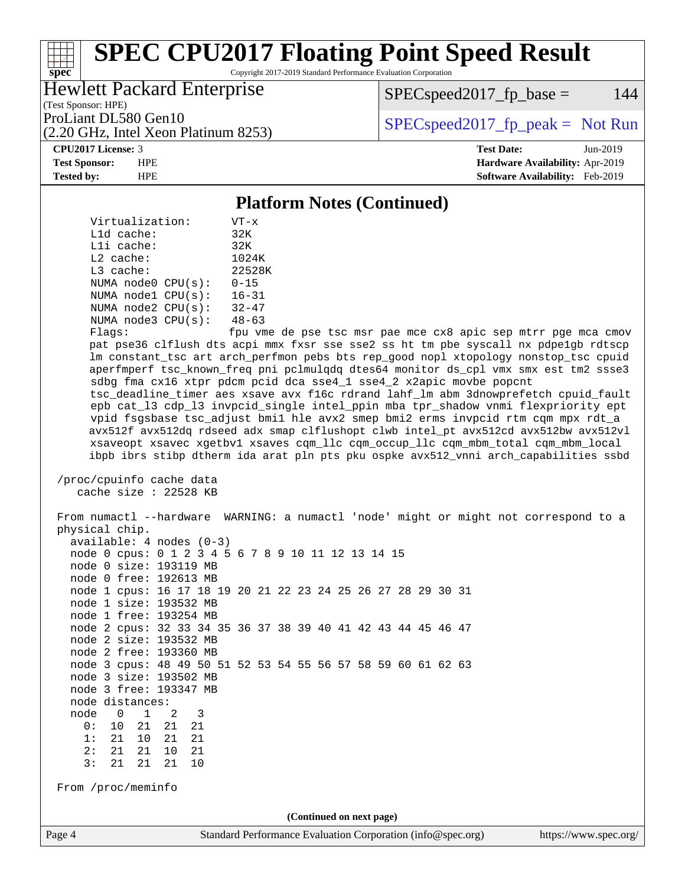## Platform Notes (Continued)

```
    Virtualization:      VT-x
    L1d cache:           32K
    L1i cache:           32K
    L2 cache:            1024K
    L3 cache:            22528K
    NUMA node0 CPU(s):   0-15
    NUMA node1 CPU(s):   16-31
    NUMA node2 CPU(s):   32-47
    NUMA node3 CPU(s):   48-63
    Flags:               fpu vme de pse tsc msr pae mce cx8 apic sep mtrr pge mca cmov
    pat pse36 clflush dts acpi mmx fxsr sse sse2 ss ht tm pbe syscall nx pdpe1gb rdtscp
    lm constant_tsc art arch_perfmon pebs bts rep_good nopl xtopology nonstop_tsc cpuid
    aperfmperf tsc_known_freq pni pclmulqdq dtes64 monitor ds_cpl vmx smx est tm2 ssse3
    sdbg fma cx16 xtpr pdcm pcid dca sse4_1 sse4_2 x2apic movbe popcnt
    tsc_deadline_timer aes xsave avx f16c rdrand lahf_lm abm 3dnowprefetch cpuid_fault
    epb cat_l3 cdp_l3 invpcid_single intel_ppin mba tpr_shadow vnmi flexpriority ept
    vpid fsgsbase tsc_adjust bmi1 hle avx2 smep bmi2 erms invpcid rtm cqm mpx rdt_a
    avx512f avx512dq rdseed adx smap clflushopt clwb intel_pt avx512cd avx512bw avx512vl
    xsaveopt xsavec xgetbv1 xsaves cqm_llc cqm_occup_llc cqm_mbm_total cqm_mbm_local
    ibpb ibrs stibp dtherm ida arat pln pts pku ospke avx512_vnni arch_capabilities ssbd

 /proc/cpuinfo cache data
    cache size : 22528 KB

 From numactl --hardware  WARNING: a numactl 'node' might or might not correspond to a
 physical chip.
   available: 4 nodes (0-3)
   node 0 cpus: 0 1 2 3 4 5 6 7 8 9 10 11 12 13 14 15
   node 0 size: 193119 MB
   node 0 free: 192613 MB
   node 1 cpus: 16 17 18 19 20 21 22 23 24 25 26 27 28 29 30 31
   node 1 size: 193532 MB
   node 1 free: 193254 MB
   node 2 cpus: 32 33 34 35 36 37 38 39 40 41 42 43 44 45 46 47
   node 2 size: 193532 MB
   node 2 free: 193360 MB
   node 3 cpus: 48 49 50 51 52 53 54 55 56 57 58 59 60 61 62 63
   node 3 size: 193502 MB
   node 3 free: 193347 MB
   node distances:
   node   0   1   2   3
     0:  10  21  21  21
     1:  21  10  21  21
     2:  21  21  10  21
     3:  21  21  21  10

 From /proc/meminfo
```

(Continued on next page)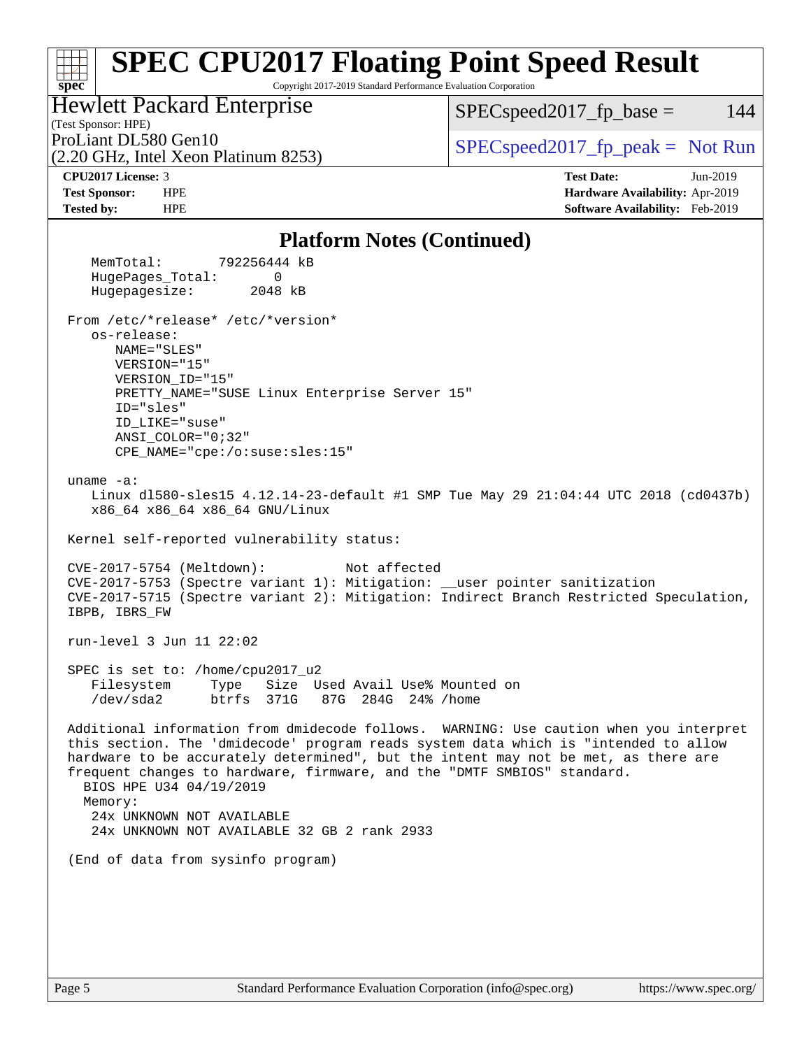# SPEC CPU2017 Floating Point Speed Result

Copyright 2017-2019 Standard Performance Evaluation Corporation

**Hewlett Packard Enterprise**
(Test Sponsor: HPE)
ProLiant DL580 Gen10
(2.20 GHz, Intel Xeon Platinum 8253)

SPECspeed2017_fp_base = 144
SPECspeed2017_fp_peak = Not Run

| | | | |
|---|---|---|---|
| **CPU2017 License:** | 3 | **Test Date:** | Jun-2019 |
| **Test Sponsor:** | HPE | **Hardware Availability:** | Apr-2019 |
| **Tested by:** | HPE | **Software Availability:** | Feb-2019 |

## Platform Notes (Continued)

```
   MemTotal:       792256444 kB
   HugePages_Total:       0
   Hugepagesize:       2048 kB

From /etc/*release* /etc/*version*
   os-release:
      NAME="SLES"
      VERSION="15"
      VERSION_ID="15"
      PRETTY_NAME="SUSE Linux Enterprise Server 15"
      ID="sles"
      ID_LIKE="suse"
      ANSI_COLOR="0;32"
      CPE_NAME="cpe:/o:suse:sles:15"

uname -a:
   Linux dl580-sles15 4.12.14-23-default #1 SMP Tue May 29 21:04:44 UTC 2018 (cd0437b)
   x86_64 x86_64 x86_64 GNU/Linux

Kernel self-reported vulnerability status:

CVE-2017-5754 (Meltdown):          Not affected
CVE-2017-5753 (Spectre variant 1): Mitigation: __user pointer sanitization
CVE-2017-5715 (Spectre variant 2): Mitigation: Indirect Branch Restricted Speculation,
IBPB, IBRS_FW

run-level 3 Jun 11 22:02

SPEC is set to: /home/cpu2017_u2
   Filesystem     Type   Size  Used Avail Use% Mounted on
   /dev/sda2      btrfs  371G   87G  284G  24% /home

Additional information from dmidecode follows.  WARNING: Use caution when you interpret
this section. The 'dmidecode' program reads system data which is "intended to allow
hardware to be accurately determined", but the intent may not be met, as there are
frequent changes to hardware, firmware, and the "DMTF SMBIOS" standard.
  BIOS HPE U34 04/19/2019
  Memory:
   24x UNKNOWN NOT AVAILABLE
   24x UNKNOWN NOT AVAILABLE 32 GB 2 rank 2933

(End of data from sysinfo program)
```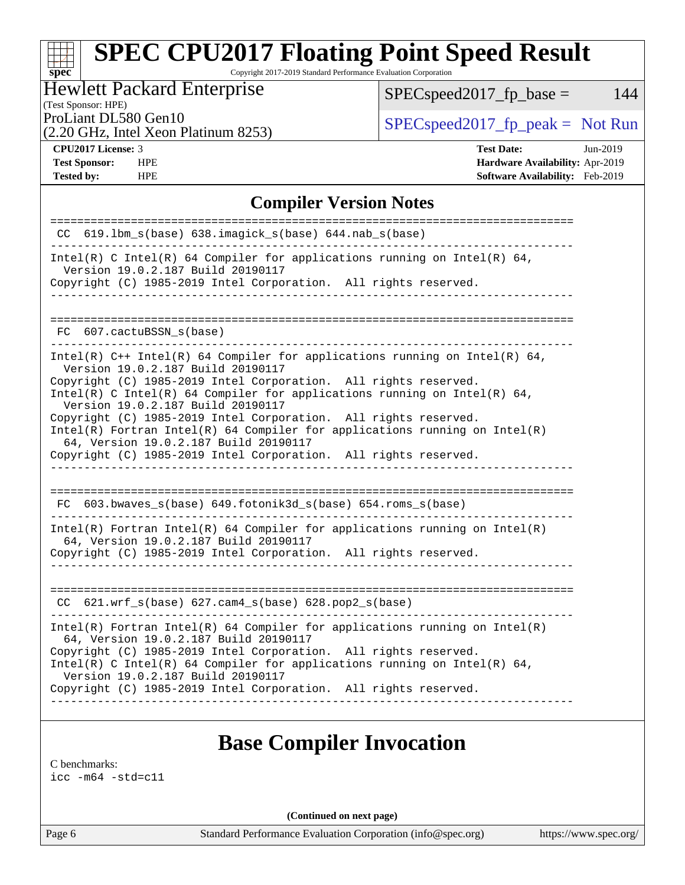# SPEC CPU2017 Floating Point Speed Result

Copyright 2017-2019 Standard Performance Evaluation Corporation

**Hewlett Packard Enterprise**
(Test Sponsor: HPE)
ProLiant DL580 Gen10
(2.20 GHz, Intel Xeon Platinum 8253)

SPECspeed2017_fp_base = 144

SPECspeed2017_fp_peak = Not Run

**CPU2017 License:** 3
**Test Sponsor:** HPE
**Tested by:** HPE

**Test Date:** Jun-2019
**Hardware Availability:** Apr-2019
**Software Availability:** Feb-2019

## Compiler Version Notes

```
==============================================================================
 CC  619.lbm_s(base) 638.imagick_s(base) 644.nab_s(base)
------------------------------------------------------------------------------
Intel(R) C Intel(R) 64 Compiler for applications running on Intel(R) 64,
  Version 19.0.2.187 Build 20190117
Copyright (C) 1985-2019 Intel Corporation.  All rights reserved.
------------------------------------------------------------------------------

==============================================================================
 FC  607.cactuBSSN_s(base)
------------------------------------------------------------------------------
Intel(R) C++ Intel(R) 64 Compiler for applications running on Intel(R) 64,
  Version 19.0.2.187 Build 20190117
Copyright (C) 1985-2019 Intel Corporation.  All rights reserved.
Intel(R) C Intel(R) 64 Compiler for applications running on Intel(R) 64,
  Version 19.0.2.187 Build 20190117
Copyright (C) 1985-2019 Intel Corporation.  All rights reserved.
Intel(R) Fortran Intel(R) 64 Compiler for applications running on Intel(R)
  64, Version 19.0.2.187 Build 20190117
Copyright (C) 1985-2019 Intel Corporation.  All rights reserved.
------------------------------------------------------------------------------

==============================================================================
 FC  603.bwaves_s(base) 649.fotonik3d_s(base) 654.roms_s(base)
------------------------------------------------------------------------------
Intel(R) Fortran Intel(R) 64 Compiler for applications running on Intel(R)
  64, Version 19.0.2.187 Build 20190117
Copyright (C) 1985-2019 Intel Corporation.  All rights reserved.
------------------------------------------------------------------------------

==============================================================================
 CC  621.wrf_s(base) 627.cam4_s(base) 628.pop2_s(base)
------------------------------------------------------------------------------
Intel(R) Fortran Intel(R) 64 Compiler for applications running on Intel(R)
  64, Version 19.0.2.187 Build 20190117
Copyright (C) 1985-2019 Intel Corporation.  All rights reserved.
Intel(R) C Intel(R) 64 Compiler for applications running on Intel(R) 64,
  Version 19.0.2.187 Build 20190117
Copyright (C) 1985-2019 Intel Corporation.  All rights reserved.
------------------------------------------------------------------------------
```

## Base Compiler Invocation

C benchmarks:
icc -m64 -std=c11

**(Continued on next page)**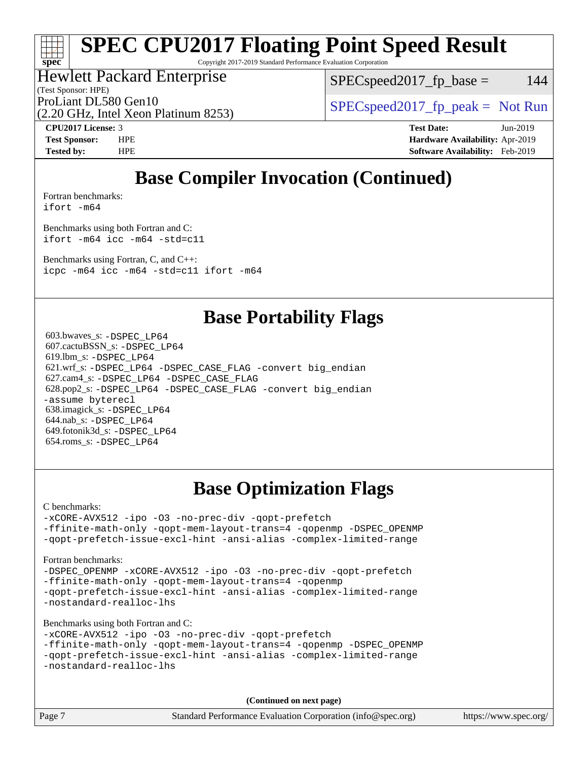# SPEC CPU2017 Floating Point Speed Result

Copyright 2017-2019 Standard Performance Evaluation Corporation

Hewlett Packard Enterprise
(Test Sponsor: HPE)
ProLiant DL580 Gen10
(2.20 GHz, Intel Xeon Platinum 8253)

SPECspeed2017_fp_base = 144
SPECspeed2017_fp_peak = Not Run

**CPU2017 License:** 3
**Test Sponsor:** HPE
**Tested by:** HPE

**Test Date:** Jun-2019
**Hardware Availability:** Apr-2019
**Software Availability:** Feb-2019

## Base Compiler Invocation (Continued)

Fortran benchmarks:
```
ifort -m64
```

Benchmarks using both Fortran and C:
```
ifort -m64 icc -m64 -std=c11
```

Benchmarks using Fortran, C, and C++:
```
icpc -m64 icc -m64 -std=c11 ifort -m64
```

## Base Portability Flags

603.bwaves_s: `-DSPEC_LP64`
607.cactuBSSN_s: `-DSPEC_LP64`
619.lbm_s: `-DSPEC_LP64`
621.wrf_s: `-DSPEC_LP64 -DSPEC_CASE_FLAG -convert big_endian`
627.cam4_s: `-DSPEC_LP64 -DSPEC_CASE_FLAG`
628.pop2_s: `-DSPEC_LP64 -DSPEC_CASE_FLAG -convert big_endian -assume byterecl`
638.imagick_s: `-DSPEC_LP64`
644.nab_s: `-DSPEC_LP64`
649.fotonik3d_s: `-DSPEC_LP64`
654.roms_s: `-DSPEC_LP64`

## Base Optimization Flags

C benchmarks:
```
-xCORE-AVX512 -ipo -O3 -no-prec-div -qopt-prefetch
-ffinite-math-only -qopt-mem-layout-trans=4 -qopenmp -DSPEC_OPENMP
-qopt-prefetch-issue-excl-hint -ansi-alias -complex-limited-range
```

Fortran benchmarks:
```
-DSPEC_OPENMP -xCORE-AVX512 -ipo -O3 -no-prec-div -qopt-prefetch
-ffinite-math-only -qopt-mem-layout-trans=4 -qopenmp
-qopt-prefetch-issue-excl-hint -ansi-alias -complex-limited-range
-nostandard-realloc-lhs
```

Benchmarks using both Fortran and C:
```
-xCORE-AVX512 -ipo -O3 -no-prec-div -qopt-prefetch
-ffinite-math-only -qopt-mem-layout-trans=4 -qopenmp -DSPEC_OPENMP
-qopt-prefetch-issue-excl-hint -ansi-alias -complex-limited-range
-nostandard-realloc-lhs
```

**(Continued on next page)**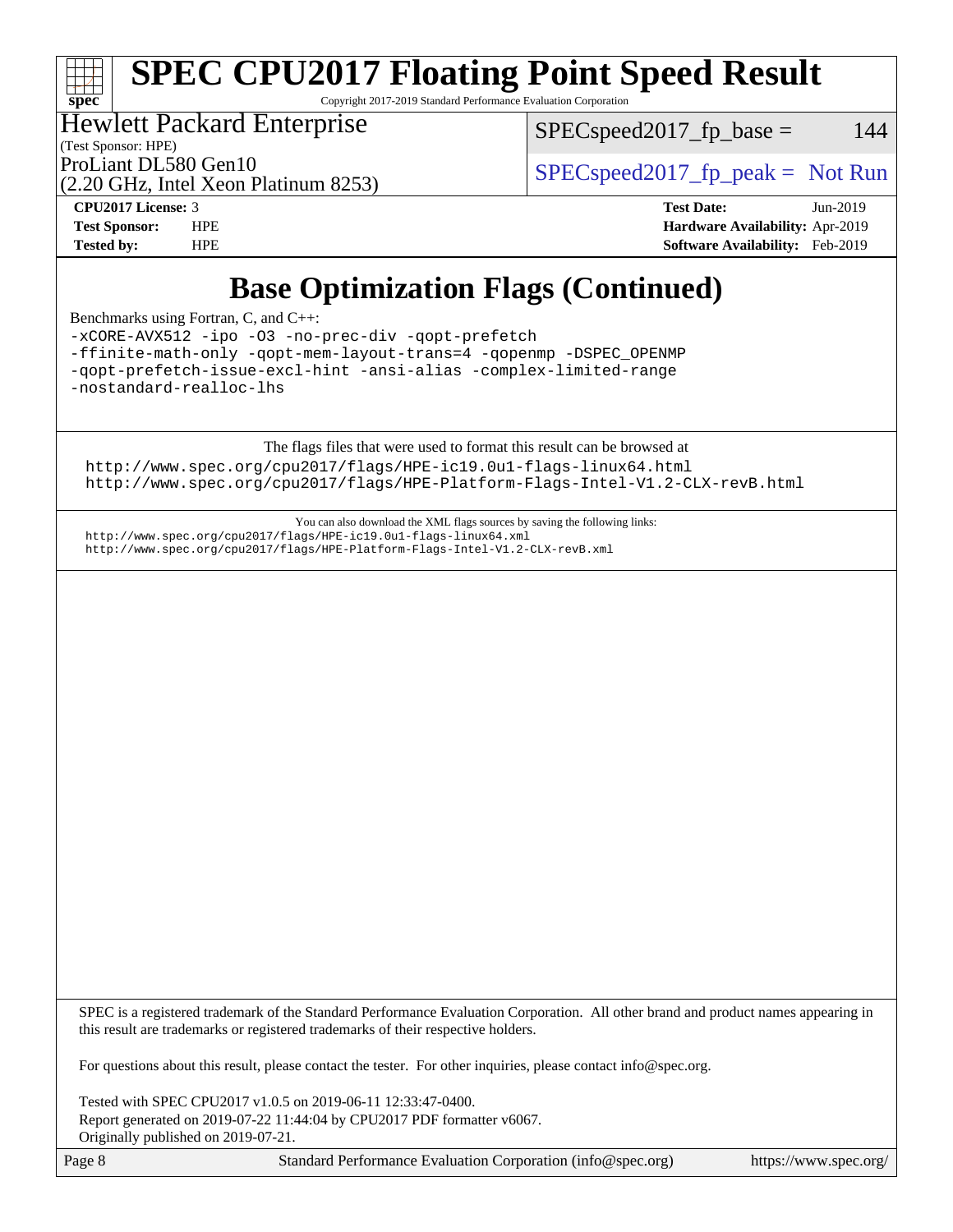# Base Optimization Flags (Continued)

Benchmarks using Fortran, C, and C++:

```
-xCORE-AVX512 -ipo -O3 -no-prec-div -qopt-prefetch
-ffinite-math-only -qopt-mem-layout-trans=4 -qopenmp -DSPEC_OPENMP
-qopt-prefetch-issue-excl-hint -ansi-alias -complex-limited-range
-nostandard-realloc-lhs
```

The flags files that were used to format this result can be browsed at

http://www.spec.org/cpu2017/flags/HPE-ic19.0u1-flags-linux64.html
http://www.spec.org/cpu2017/flags/HPE-Platform-Flags-Intel-V1.2-CLX-revB.html

You can also download the XML flags sources by saving the following links:

http://www.spec.org/cpu2017/flags/HPE-ic19.0u1-flags-linux64.xml
http://www.spec.org/cpu2017/flags/HPE-Platform-Flags-Intel-V1.2-CLX-revB.xml

SPEC is a registered trademark of the Standard Performance Evaluation Corporation. All other brand and product names appearing in this result are trademarks or registered trademarks of their respective holders.

For questions about this result, please contact the tester. For other inquiries, please contact info@spec.org.

Tested with SPEC CPU2017 v1.0.5 on 2019-06-11 12:33:47-0400.
Report generated on 2019-07-22 11:44:04 by CPU2017 PDF formatter v6067.
Originally published on 2019-07-21.